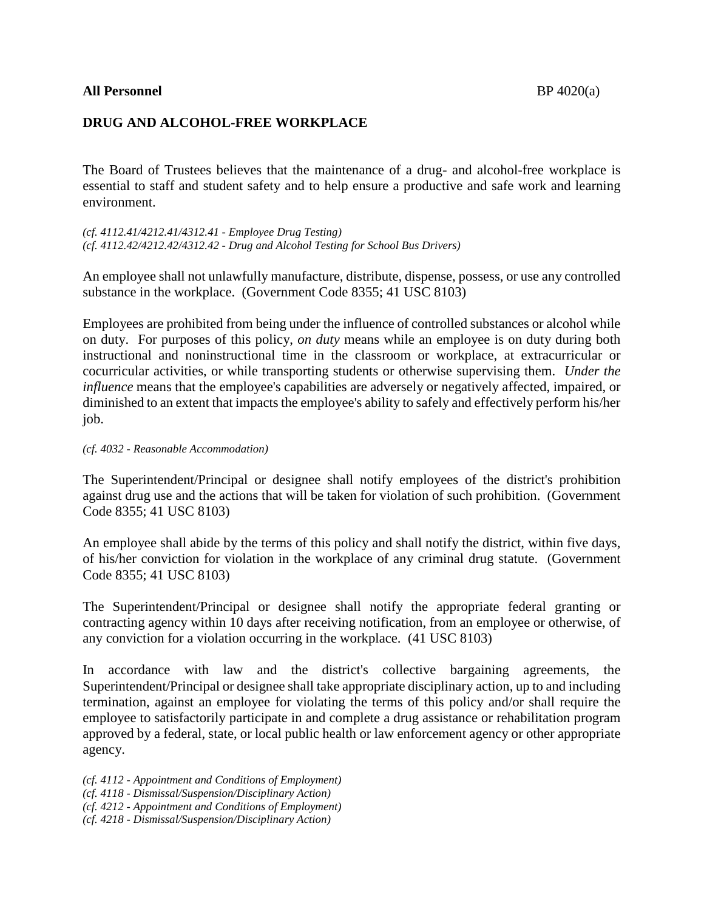**All Personnel** BP 4020(a)

# DRUG AND ALCOHOL-FREE WORKPLACE

The Board of Trustees believes that the maintenance of a drug- and alcohol-free workplace is essential to staff and student safety and to help ensure a productive and safe work and learning environment.

*(cf. 4112.41/4212.41/4312.41 - Employee Drug Testing)*
*(cf. 4112.42/4212.42/4312.42 - Drug and Alcohol Testing for School Bus Drivers)*

An employee shall not unlawfully manufacture, distribute, dispense, possess, or use any controlled substance in the workplace. (Government Code 8355; 41 USC 8103)

Employees are prohibited from being under the influence of controlled substances or alcohol while on duty. For purposes of this policy, *on duty* means while an employee is on duty during both instructional and noninstructional time in the classroom or workplace, at extracurricular or cocurricular activities, or while transporting students or otherwise supervising them. *Under the influence* means that the employee's capabilities are adversely or negatively affected, impaired, or diminished to an extent that impacts the employee's ability to safely and effectively perform his/her job.

*(cf. 4032 - Reasonable Accommodation)*

The Superintendent/Principal or designee shall notify employees of the district's prohibition against drug use and the actions that will be taken for violation of such prohibition. (Government Code 8355; 41 USC 8103)

An employee shall abide by the terms of this policy and shall notify the district, within five days, of his/her conviction for violation in the workplace of any criminal drug statute. (Government Code 8355; 41 USC 8103)

The Superintendent/Principal or designee shall notify the appropriate federal granting or contracting agency within 10 days after receiving notification, from an employee or otherwise, of any conviction for a violation occurring in the workplace. (41 USC 8103)

In accordance with law and the district's collective bargaining agreements, the Superintendent/Principal or designee shall take appropriate disciplinary action, up to and including termination, against an employee for violating the terms of this policy and/or shall require the employee to satisfactorily participate in and complete a drug assistance or rehabilitation program approved by a federal, state, or local public health or law enforcement agency or other appropriate agency.

*(cf. 4112 - Appointment and Conditions of Employment)*
*(cf. 4118 - Dismissal/Suspension/Disciplinary Action)*
*(cf. 4212 - Appointment and Conditions of Employment)*
*(cf. 4218 - Dismissal/Suspension/Disciplinary Action)*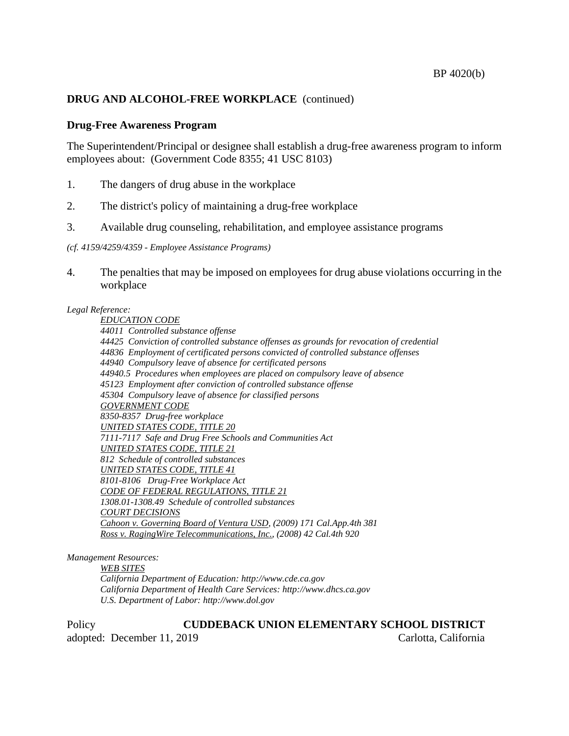**DRUG AND ALCOHOL-FREE WORKPLACE** (continued)

## Drug-Free Awareness Program

The Superintendent/Principal or designee shall establish a drug-free awareness program to inform employees about: (Government Code 8355; 41 USC 8103)

1. The dangers of drug abuse in the workplace
2. The district's policy of maintaining a drug-free workplace
3. Available drug counseling, rehabilitation, and employee assistance programs

*(cf. 4159/4259/4359 - Employee Assistance Programs)*

4. The penalties that may be imposed on employees for drug abuse violations occurring in the workplace

*Legal Reference:*

*EDUCATION CODE*
*44011 Controlled substance offense*
*44425 Conviction of controlled substance offenses as grounds for revocation of credential*
*44836 Employment of certificated persons convicted of controlled substance offenses*
*44940 Compulsory leave of absence for certificated persons*
*44940.5 Procedures when employees are placed on compulsory leave of absence*
*45123 Employment after conviction of controlled substance offense*
*45304 Compulsory leave of absence for classified persons*
*GOVERNMENT CODE*
*8350-8357 Drug-free workplace*
*UNITED STATES CODE, TITLE 20*
*7111-7117 Safe and Drug Free Schools and Communities Act*
*UNITED STATES CODE, TITLE 21*
*812 Schedule of controlled substances*
*UNITED STATES CODE, TITLE 41*
*8101-8106 Drug-Free Workplace Act*
*CODE OF FEDERAL REGULATIONS, TITLE 21*
*1308.01-1308.49 Schedule of controlled substances*
*COURT DECISIONS*
*Cahoon v. Governing Board of Ventura USD, (2009) 171 Cal.App.4th 381*
*Ross v. RagingWire Telecommunications, Inc., (2008) 42 Cal.4th 920*

*Management Resources:*

*WEB SITES*
*California Department of Education: http://www.cde.ca.gov*
*California Department of Health Care Services: http://www.dhcs.ca.gov*
*U.S. Department of Labor: http://www.dol.gov*

Policy adopted: December 11, 2019

**CUDDEBACK UNION ELEMENTARY SCHOOL DISTRICT**
Carlotta, California